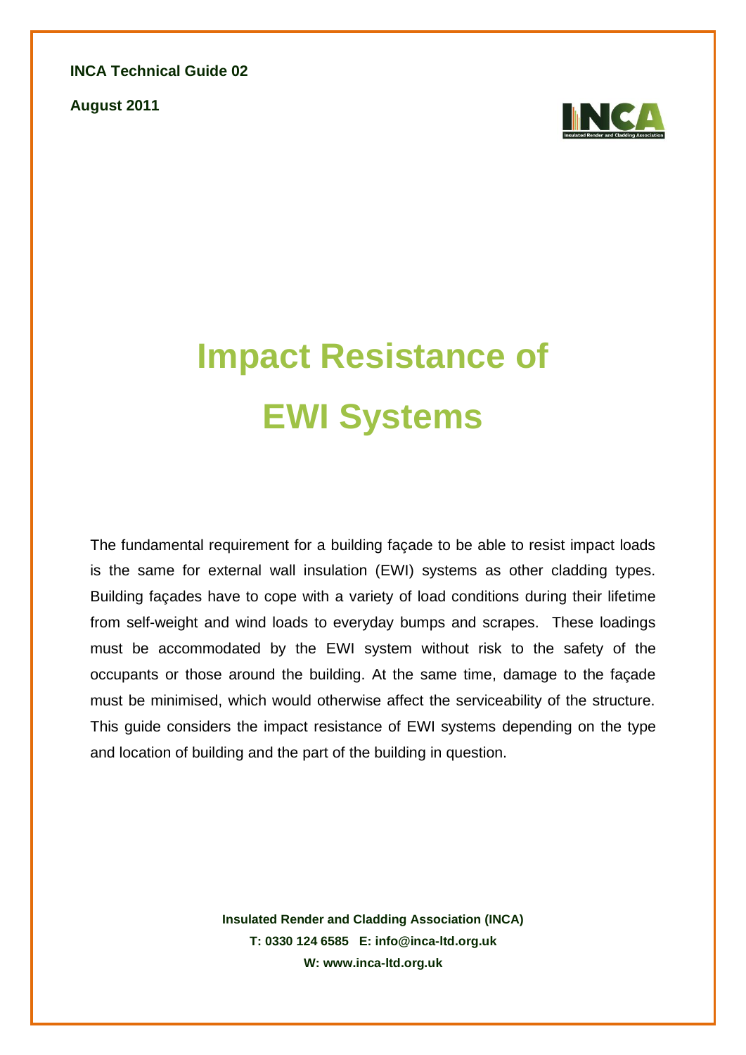**INCA Technical Guide 02**

**August 2011**

# Impact Resistance of EWI Systems

The fundamental requirement for a building façade to be able to resist impact loads is the same for external wall insulation (EWI) systems as other cladding types. Building façades have to cope with a variety of load conditions during their lifetime from self-weight and wind loads to everyday bumps and scrapes. These loadings must be accommodated by the EWI system without risk to the safety of the occupants or those around the building. At the same time, damage to the façade must be minimised, which would otherwise affect the serviceability of the structure. This guide considers the impact resistance of EWI systems depending on the type and location of building and the part of the building in question.

**Insulated Render and Cladding Association (INCA)**
**T: 0330 124 6585 E: info@inca-ltd.org.uk**
**W: www.inca-ltd.org.uk**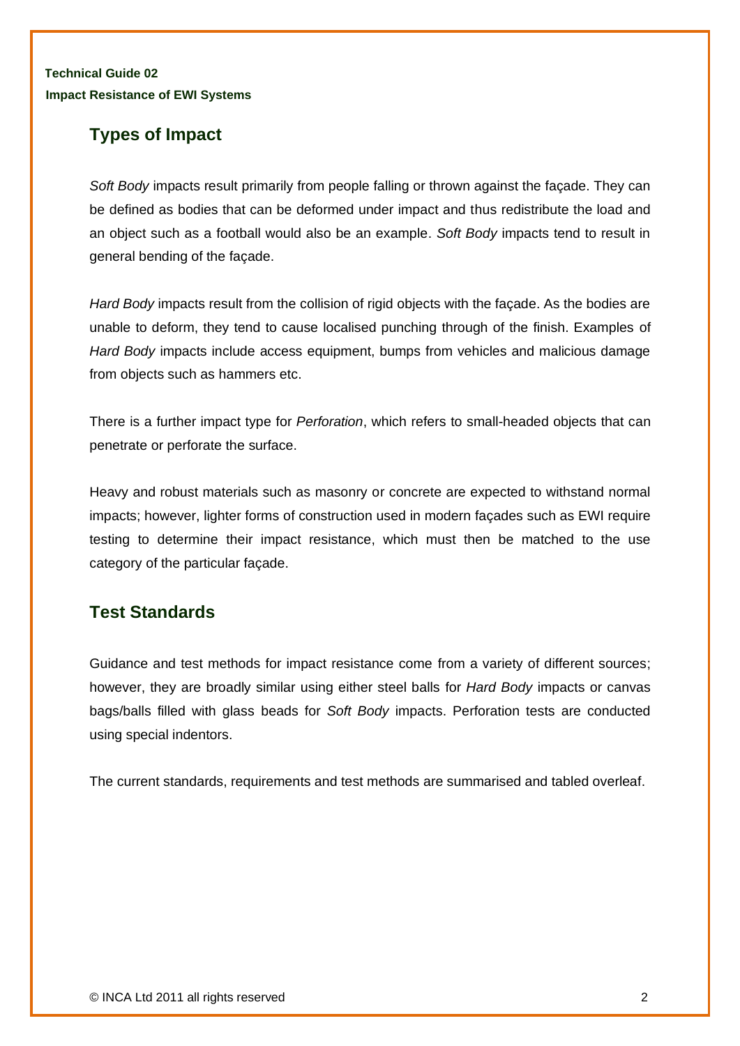## Types of Impact

*Soft Body* impacts result primarily from people falling or thrown against the façade. They can be defined as bodies that can be deformed under impact and thus redistribute the load and an object such as a football would also be an example. *Soft Body* impacts tend to result in general bending of the façade.

*Hard Body* impacts result from the collision of rigid objects with the façade. As the bodies are unable to deform, they tend to cause localised punching through of the finish. Examples of *Hard Body* impacts include access equipment, bumps from vehicles and malicious damage from objects such as hammers etc.

There is a further impact type for *Perforation*, which refers to small-headed objects that can penetrate or perforate the surface.

Heavy and robust materials such as masonry or concrete are expected to withstand normal impacts; however, lighter forms of construction used in modern façades such as EWI require testing to determine their impact resistance, which must then be matched to the use category of the particular façade.

## Test Standards

Guidance and test methods for impact resistance come from a variety of different sources; however, they are broadly similar using either steel balls for *Hard Body* impacts or canvas bags/balls filled with glass beads for *Soft Body* impacts. Perforation tests are conducted using special indentors.

The current standards, requirements and test methods are summarised and tabled overleaf.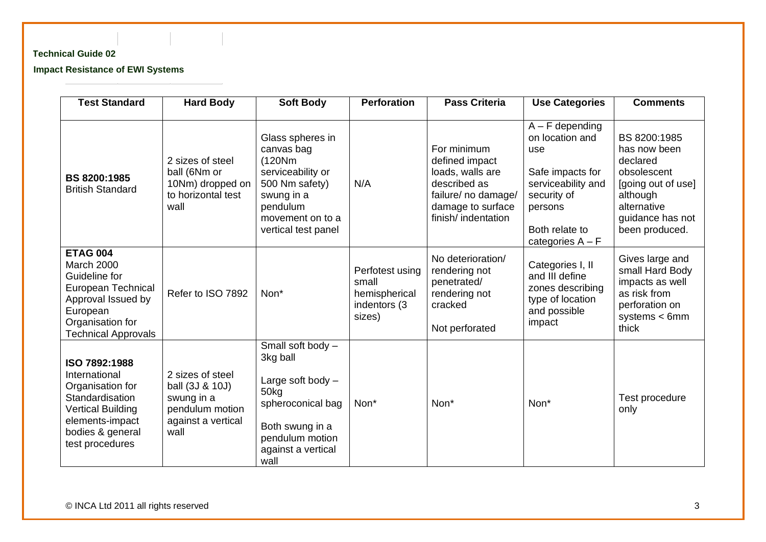| Test Standard | Hard Body | Soft Body | Perforation | Pass Criteria | Use Categories | Comments |
|---|---|---|---|---|---|---|
| **BS 8200:1985** British Standard | 2 sizes of steel ball (6Nm or 10Nm) dropped on to horizontal test wall | Glass spheres in canvas bag (120Nm serviceability or 500 Nm safety) swung in a pendulum movement on to a vertical test panel | N/A | For minimum defined impact loads, walls are described as failure/ no damage/ damage to surface finish/ indentation | A – F depending on location and use<br><br>Safe impacts for serviceability and security of persons<br><br>Both relate to categories A – F | BS 8200:1985 has now been declared obsolescent [going out of use] although alternative guidance has not been produced. |
| **ETAG 004** March 2000 Guideline for European Technical Approval Issued by European Organisation for Technical Approvals | Refer to ISO 7892 | Non* | Perfotest using small hemispherical indentors (3 sizes) | No deterioration/ rendering not penetrated/ rendering not cracked<br><br>Not perforated | Categories I, II and III define zones describing type of location and possible impact | Gives large and small Hard Body impacts as well as risk from perforation on systems < 6mm thick |
| **ISO 7892:1988** International Organisation for Standardisation Vertical Building elements-impact bodies & general test procedures | 2 sizes of steel ball (3J & 10J) swung in a pendulum motion against a vertical wall | Small soft body – 3kg ball<br><br>Large soft body – 50kg spheroconical bag<br><br>Both swung in a pendulum motion against a vertical wall | Non* | Non* | Non* | Test procedure only |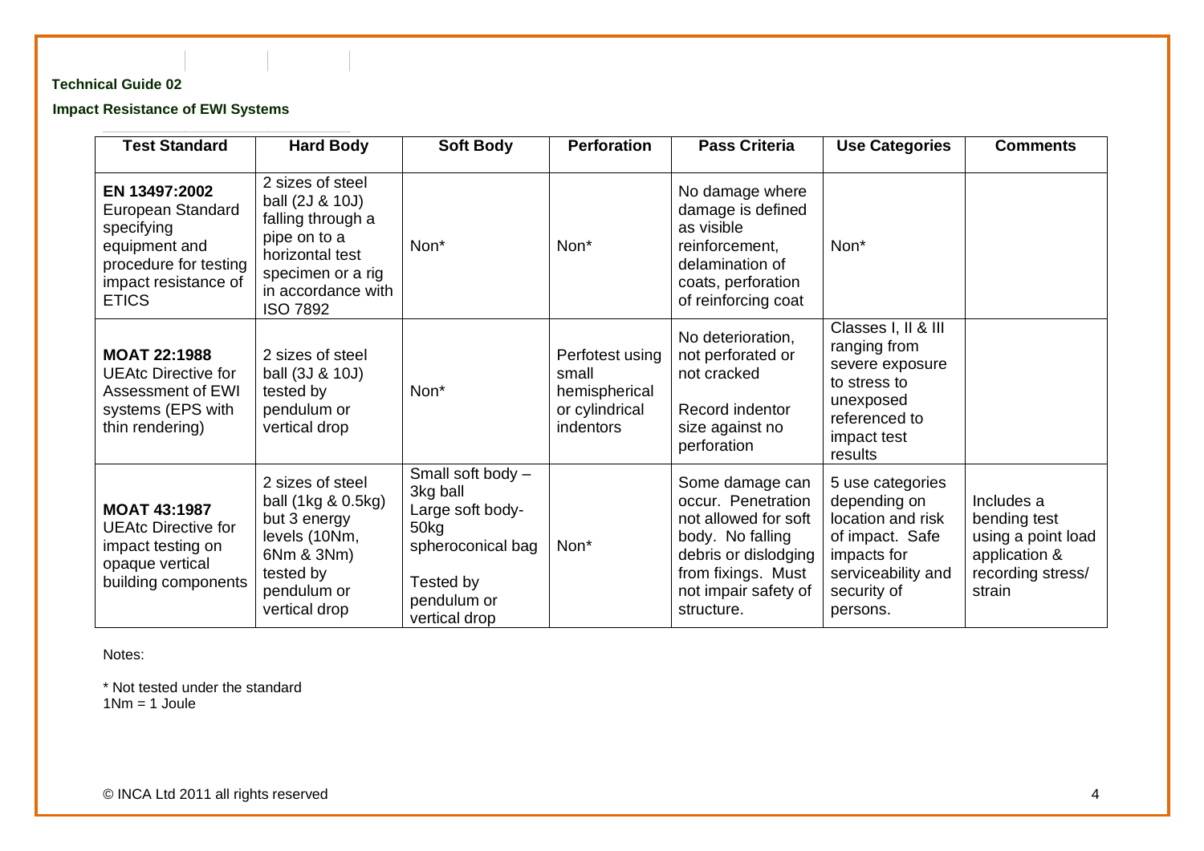**Technical Guide 02**

**Impact Resistance of EWI Systems**

| Test Standard | Hard Body | Soft Body | Perforation | Pass Criteria | Use Categories | Comments |
|---|---|---|---|---|---|---|
| **EN 13497:2002** European Standard specifying equipment and procedure for testing impact resistance of ETICS | 2 sizes of steel ball (2J & 10J) falling through a pipe on to a horizontal test specimen or a rig in accordance with ISO 7892 | Non* | Non* | No damage where damage is defined as visible reinforcement, delamination of coats, perforation of reinforcing coat | Non* | |
| **MOAT 22:1988** UEAtc Directive for Assessment of EWI systems (EPS with thin rendering) | 2 sizes of steel ball (3J & 10J) tested by pendulum or vertical drop | Non* | Perfotest using small hemispherical or cylindrical indentors | No deterioration, not perforated or not cracked<br><br>Record indentor size against no perforation | Classes I, II & III ranging from severe exposure to stress to unexposed referenced to impact test results | |
| **MOAT 43:1987** UEAtc Directive for impact testing on opaque vertical building components | 2 sizes of steel ball (1kg & 0.5kg) but 3 energy levels (10Nm, 6Nm & 3Nm) tested by pendulum or vertical drop | Small soft body – 3kg ball<br>Large soft body- 50kg spheroconical bag<br><br>Tested by pendulum or vertical drop | Non* | Some damage can occur. Penetration not allowed for soft body. No falling debris or dislodging from fixings. Must not impair safety of structure. | 5 use categories depending on location and risk of impact. Safe impacts for serviceability and security of persons. | Includes a bending test using a point load application & recording stress/ strain |

Notes:

* Not tested under the standard
1Nm = 1 Joule

© INCA Ltd 2011 all rights reserved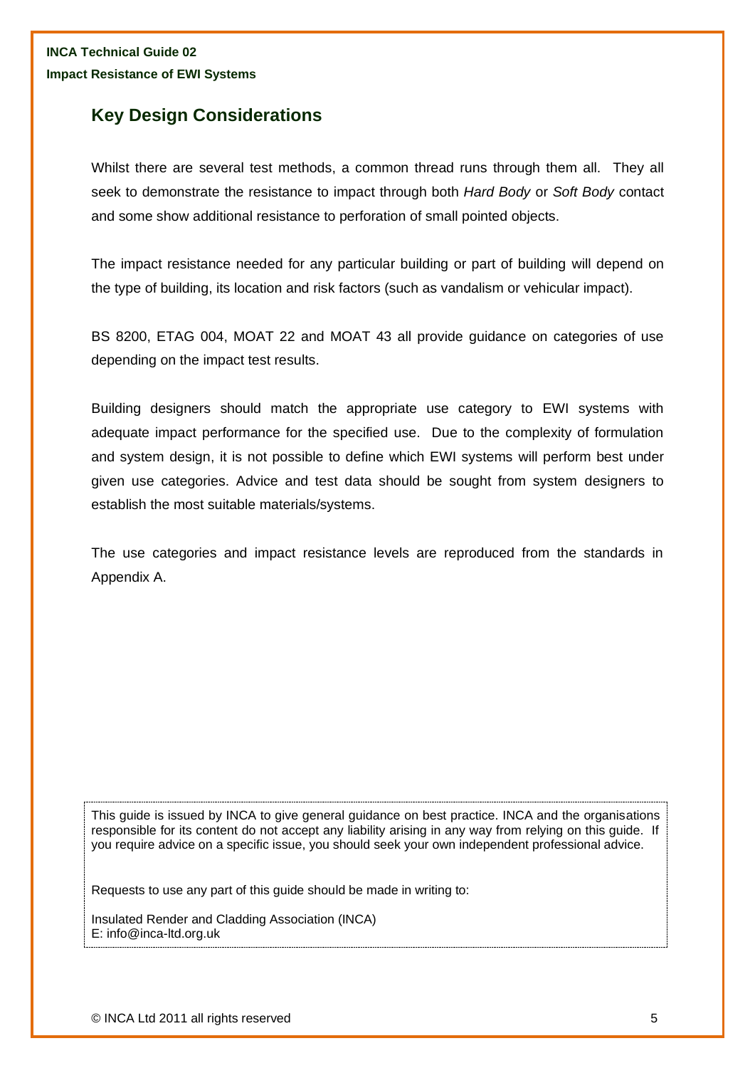## Key Design Considerations

Whilst there are several test methods, a common thread runs through them all. They all seek to demonstrate the resistance to impact through both *Hard Body* or *Soft Body* contact and some show additional resistance to perforation of small pointed objects.

The impact resistance needed for any particular building or part of building will depend on the type of building, its location and risk factors (such as vandalism or vehicular impact).

BS 8200, ETAG 004, MOAT 22 and MOAT 43 all provide guidance on categories of use depending on the impact test results.

Building designers should match the appropriate use category to EWI systems with adequate impact performance for the specified use. Due to the complexity of formulation and system design, it is not possible to define which EWI systems will perform best under given use categories. Advice and test data should be sought from system designers to establish the most suitable materials/systems.

The use categories and impact resistance levels are reproduced from the standards in Appendix A.

This guide is issued by INCA to give general guidance on best practice. INCA and the organisations responsible for its content do not accept any liability arising in any way from relying on this guide. If you require advice on a specific issue, you should seek your own independent professional advice.

Requests to use any part of this guide should be made in writing to:

Insulated Render and Cladding Association (INCA)
E: info@inca-ltd.org.uk

© INCA Ltd 2011 all rights reserved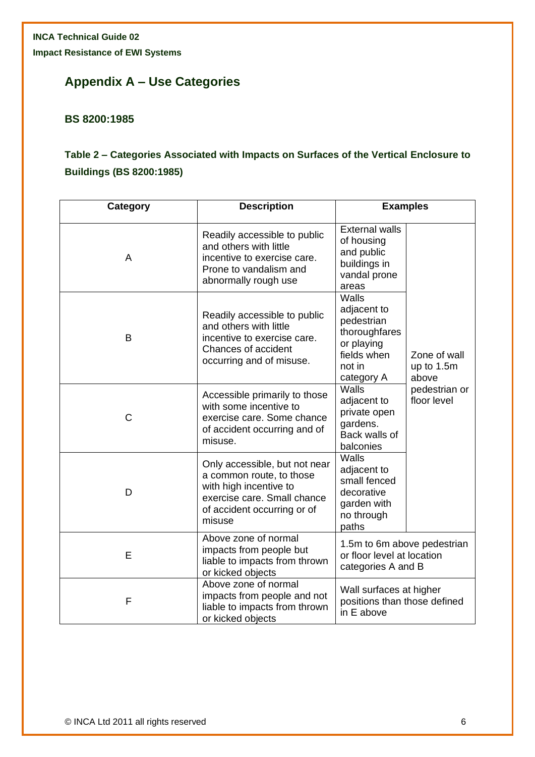## Appendix A – Use Categories

### BS 8200:1985

### Table 2 – Categories Associated with Impacts on Surfaces of the Vertical Enclosure to Buildings (BS 8200:1985)

| Category | Description | Examples | |
|---|---|---|---|
| A | Readily accessible to public and others with little incentive to exercise care. Prone to vandalism and abnormally rough use | External walls of housing and public buildings in vandal prone areas | Zone of wall up to 1.5m above pedestrian or floor level |
| B | Readily accessible to public and others with little incentive to exercise care. Chances of accident occurring and of misuse. | Walls adjacent to pedestrian thoroughfares or playing fields when not in category A | |
| C | Accessible primarily to those with some incentive to exercise care. Some chance of accident occurring and of misuse. | Walls adjacent to private open gardens. Back walls of balconies | |
| D | Only accessible, but not near a common route, to those with high incentive to exercise care. Small chance of accident occurring or of misuse | Walls adjacent to small fenced decorative garden with no through paths | |
| E | Above zone of normal impacts from people but liable to impacts from thrown or kicked objects | 1.5m to 6m above pedestrian or floor level at location categories A and B | |
| F | Above zone of normal impacts from people and not liable to impacts from thrown or kicked objects | Wall surfaces at higher positions than those defined in E above | |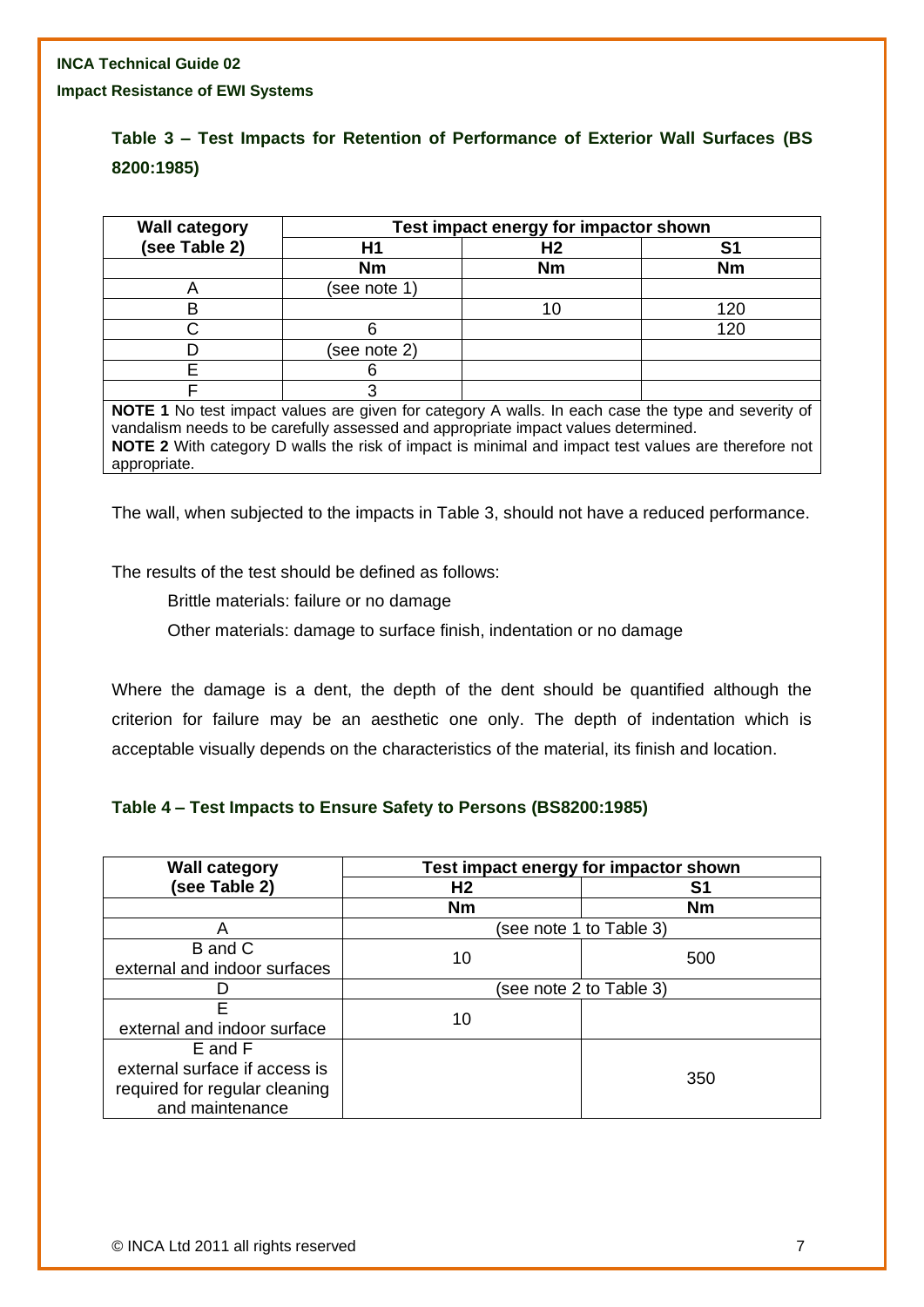### Table 3 – Test Impacts for Retention of Performance of Exterior Wall Surfaces (BS 8200:1985)

| Wall category (see Table 2) | Test impact energy for impactor shown | | |
|---|---|---|---|
| | H1 | H2 | S1 |
| | Nm | Nm | Nm |
| A | (see note 1) | | |
| B | | 10 | 120 |
| C | 6 | | 120 |
| D | (see note 2) | | |
| E | 6 | | |
| F | 3 | | |

**NOTE 1** No test impact values are given for category A walls. In each case the type and severity of vandalism needs to be carefully assessed and appropriate impact values determined.
**NOTE 2** With category D walls the risk of impact is minimal and impact test values are therefore not appropriate.

The wall, when subjected to the impacts in Table 3, should not have a reduced performance.

The results of the test should be defined as follows:

Brittle materials: failure or no damage

Other materials: damage to surface finish, indentation or no damage

Where the damage is a dent, the depth of the dent should be quantified although the criterion for failure may be an aesthetic one only. The depth of indentation which is acceptable visually depends on the characteristics of the material, its finish and location.

### Table 4 – Test Impacts to Ensure Safety to Persons (BS8200:1985)

| Wall category (see Table 2) | Test impact energy for impactor shown | |
|---|---|---|
| | H2 | S1 |
| | Nm | Nm |
| A | (see note 1 to Table 3) | |
| B and C external and indoor surfaces | 10 | 500 |
| D | (see note 2 to Table 3) | |
| E external and indoor surface | 10 | |
| E and F external surface if access is required for regular cleaning and maintenance | | 350 |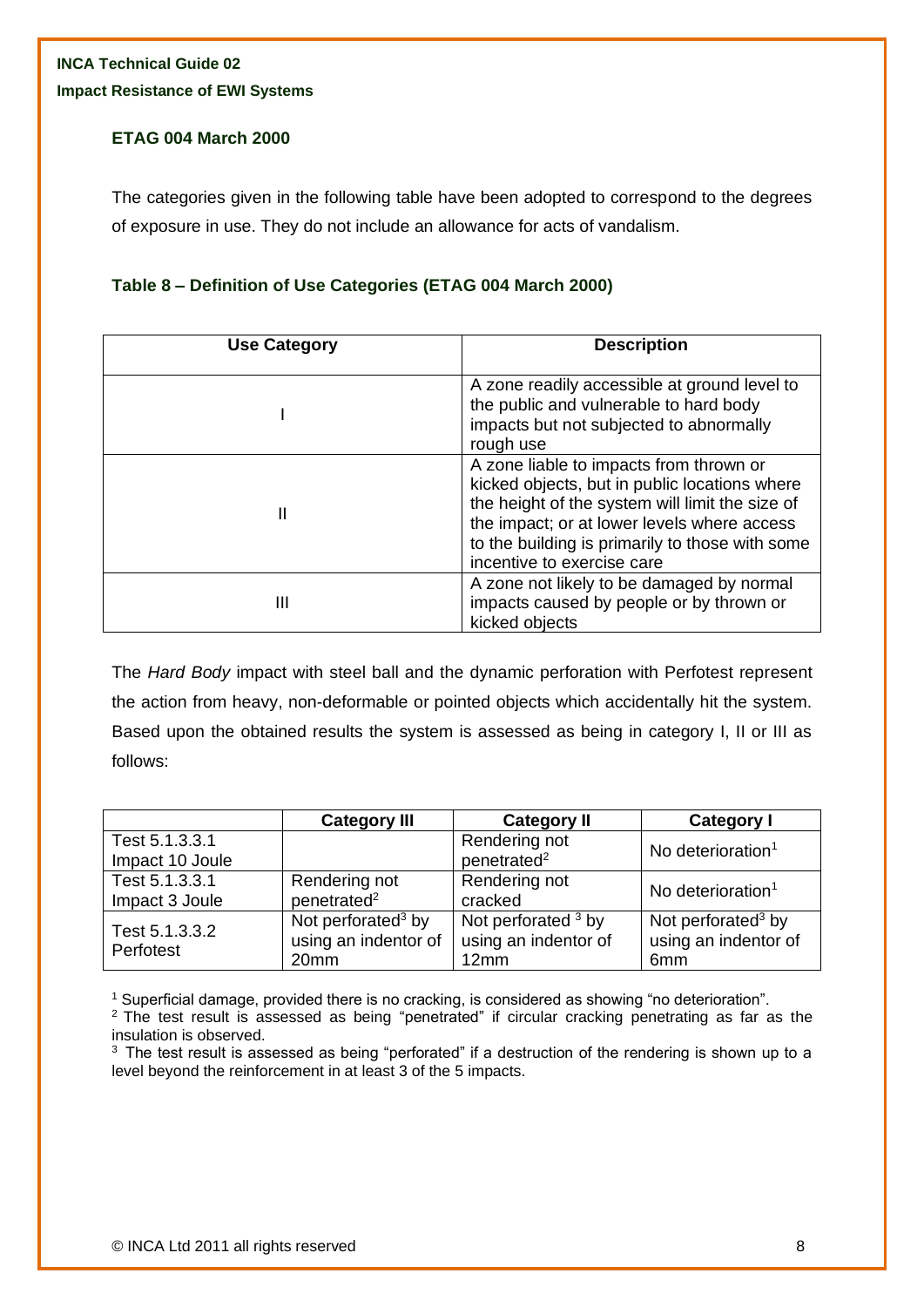### ETAG 004 March 2000

The categories given in the following table have been adopted to correspond to the degrees of exposure in use. They do not include an allowance for acts of vandalism.

#### Table 8 – Definition of Use Categories (ETAG 004 March 2000)

| Use Category | Description |
|---|---|
| I | A zone readily accessible at ground level to the public and vulnerable to hard body impacts but not subjected to abnormally rough use |
| II | A zone liable to impacts from thrown or kicked objects, but in public locations where the height of the system will limit the size of the impact; or at lower levels where access to the building is primarily to those with some incentive to exercise care |
| III | A zone not likely to be damaged by normal impacts caused by people or by thrown or kicked objects |

The *Hard Body* impact with steel ball and the dynamic perforation with Perfotest represent the action from heavy, non-deformable or pointed objects which accidentally hit the system. Based upon the obtained results the system is assessed as being in category I, II or III as follows:

| | Category III | Category II | Category I |
|---|---|---|---|
| Test 5.1.3.3.1 Impact 10 Joule | | Rendering not penetrated[2] | No deterioration[1] |
| Test 5.1.3.3.1 Impact 3 Joule | Rendering not penetrated[2] | Rendering not cracked | No deterioration[1] |
| Test 5.1.3.3.2 Perfotest | Not perforated[3] by using an indentor of 20mm | Not perforated [3] by using an indentor of 12mm | Not perforated[3] by using an indentor of 6mm |

[1] Superficial damage, provided there is no cracking, is considered as showing "no deterioration".
[2] The test result is assessed as being "penetrated" if circular cracking penetrating as far as the insulation is observed.
[3] The test result is assessed as being "perforated" if a destruction of the rendering is shown up to a level beyond the reinforcement in at least 3 of the 5 impacts.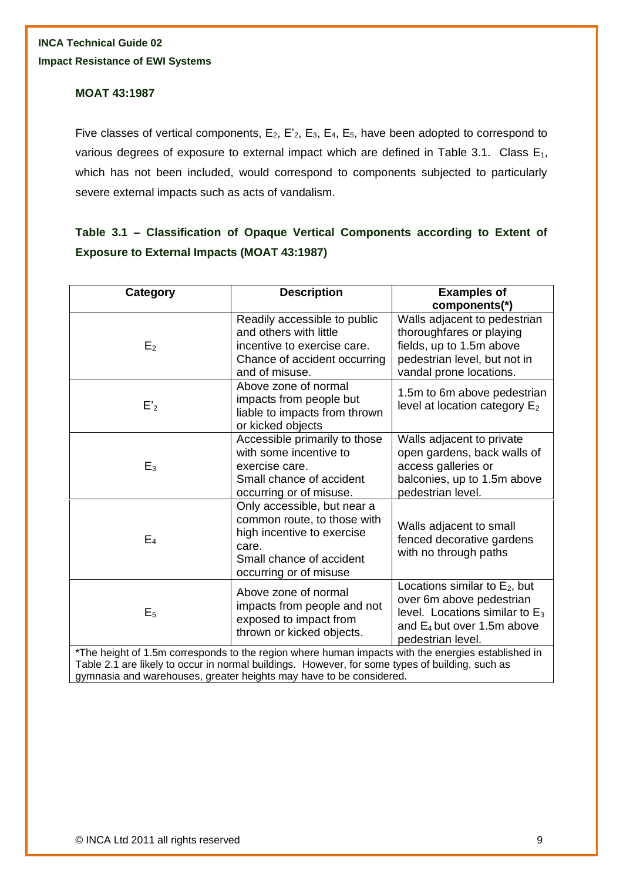### MOAT 43:1987

Five classes of vertical components, $E_2$, $E'_2$, $E_3$, $E_4$, $E_5$, have been adopted to correspond to various degrees of exposure to external impact which are defined in Table 3.1. Class $E_1$, which has not been included, would correspond to components subjected to particularly severe external impacts such as acts of vandalism.

**Table 3.1 – Classification of Opaque Vertical Components according to Extent of Exposure to External Impacts (MOAT 43:1987)**

| Category | Description | Examples of components(*) |
|---|---|---|
| $E_2$ | Readily accessible to public and others with little incentive to exercise care. Chance of accident occurring and of misuse. | Walls adjacent to pedestrian thoroughfares or playing fields, up to 1.5m above pedestrian level, but not in vandal prone locations. |
| $E'_2$ | Above zone of normal impacts from people but liable to impacts from thrown or kicked objects | 1.5m to 6m above pedestrian level at location category $E_2$ |
| $E_3$ | Accessible primarily to those with some incentive to exercise care. Small chance of accident occurring or of misuse. | Walls adjacent to private open gardens, back walls of access galleries or balconies, up to 1.5m above pedestrian level. |
| $E_4$ | Only accessible, but near a common route, to those with high incentive to exercise care. Small chance of accident occurring or of misuse | Walls adjacent to small fenced decorative gardens with no through paths |
| $E_5$ | Above zone of normal impacts from people and not exposed to impact from thrown or kicked objects. | Locations similar to $E_2$, but over 6m above pedestrian level. Locations similar to $E_3$ and $E_4$ but over 1.5m above pedestrian level. |

*The height of 1.5m corresponds to the region where human impacts with the energies established in Table 2.1 are likely to occur in normal buildings. However, for some types of building, such as gymnasia and warehouses, greater heights may have to be considered.